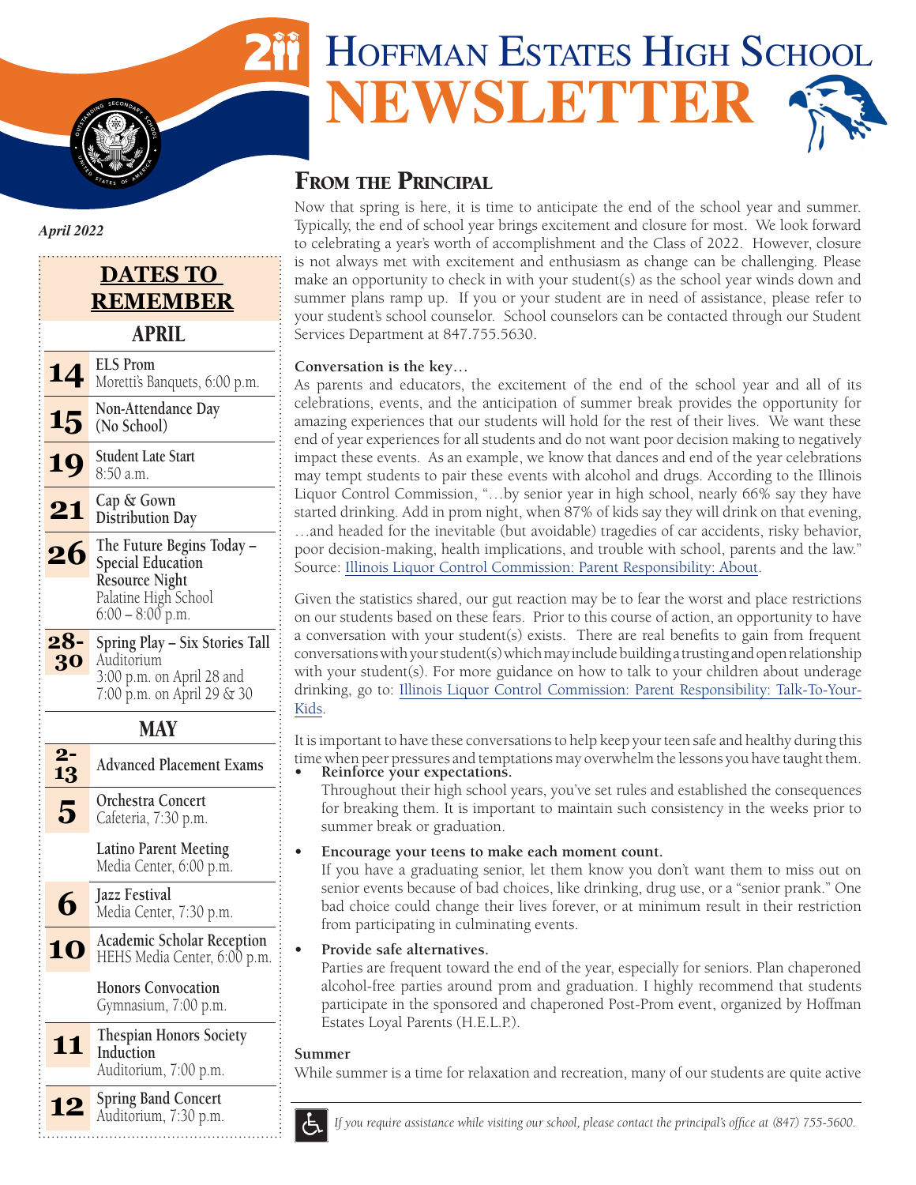# Hoffman Estates High School NEWSLETTER

*April 2022*

## DATES TO REMEMBER

### APRIL

| Date | Event |
|---|---|
| 14 | **ELS Prom** Moretti's Banquets, 6:00 p.m. |
| 15 | **Non-Attendance Day (No School)** |
| 19 | **Student Late Start** 8:50 a.m. |
| 21 | **Cap & Gown Distribution Day** |
| 26 | **The Future Begins Today – Special Education Resource Night** Palatine High School 6:00 – 8:00 p.m. |
| 28-30 | **Spring Play – Six Stories Tall** Auditorium 3:00 p.m. on April 28 and 7:00 p.m. on April 29 & 30 |

### MAY

| Date | Event |
|---|---|
| 2-13 | **Advanced Placement Exams** |
| 5 | **Orchestra Concert** Cafeteria, 7:30 p.m. |
| | **Latino Parent Meeting** Media Center, 6:00 p.m. |
| 6 | **Jazz Festival** Media Center, 7:30 p.m. |
| 10 | **Academic Scholar Reception** HEHS Media Center, 6:00 p.m. |
| | **Honors Convocation** Gymnasium, 7:00 p.m. |
| 11 | **Thespian Honors Society Induction** Auditorium, 7:00 p.m. |
| 12 | **Spring Band Concert** Auditorium, 7:30 p.m. |

## From the Principal

Now that spring is here, it is time to anticipate the end of the school year and summer. Typically, the end of school year brings excitement and closure for most. We look forward to celebrating a year's worth of accomplishment and the Class of 2022. However, closure is not always met with excitement and enthusiasm as change can be challenging. Please make an opportunity to check in with your student(s) as the school year winds down and summer plans ramp up. If you or your student are in need of assistance, please refer to your student's school counselor. School counselors can be contacted through our Student Services Department at 847.755.5630.

**Conversation is the key…**

As parents and educators, the excitement of the end of the school year and all of its celebrations, events, and the anticipation of summer break provides the opportunity for amazing experiences that our students will hold for the rest of their lives. We want these end of year experiences for all students and do not want poor decision making to negatively impact these events. As an example, we know that dances and end of the year celebrations may tempt students to pair these events with alcohol and drugs. According to the Illinois Liquor Control Commission, "…by senior year in high school, nearly 66% say they have started drinking. Add in prom night, when 87% of kids say they will drink on that evening, …and headed for the inevitable (but avoidable) tragedies of car accidents, risky behavior, poor decision-making, health implications, and trouble with school, parents and the law." Source: Illinois Liquor Control Commission: Parent Responsibility: About.

Given the statistics shared, our gut reaction may be to fear the worst and place restrictions on our students based on these fears. Prior to this course of action, an opportunity to have a conversation with your student(s) exists. There are real benefits to gain from frequent conversations with your student(s) which may include building a trusting and open relationship with your student(s). For more guidance on how to talk to your children about underage drinking, go to: Illinois Liquor Control Commission: Parent Responsibility: Talk-To-Your-Kids.

It is important to have these conversations to help keep your teen safe and healthy during this time when peer pressures and temptations may overwhelm the lessons you have taught them.

- **Reinforce your expectations.**
  Throughout their high school years, you've set rules and established the consequences for breaking them. It is important to maintain such consistency in the weeks prior to summer break or graduation.
- **Encourage your teens to make each moment count.**
  If you have a graduating senior, let them know you don't want them to miss out on senior events because of bad choices, like drinking, drug use, or a "senior prank." One bad choice could change their lives forever, or at minimum result in their restriction from participating in culminating events.
- **Provide safe alternatives.**
  Parties are frequent toward the end of the year, especially for seniors. Plan chaperoned alcohol-free parties around prom and graduation. I highly recommend that students participate in the sponsored and chaperoned Post-Prom event, organized by Hoffman Estates Loyal Parents (H.E.L.P.).

**Summer**

While summer is a time for relaxation and recreation, many of our students are quite active

*If you require assistance while visiting our school, please contact the principal's office at (847) 755-5600.*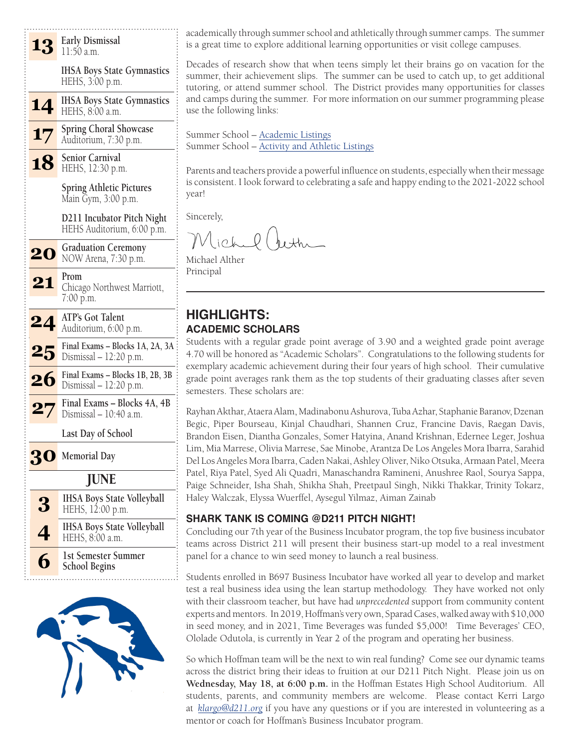**13** Early Dismissal
11:50 a.m.

IHSA Boys State Gymnastics
HEHS, 3:00 p.m.

**14** IHSA Boys State Gymnastics
HEHS, 8:00 a.m.

**17** Spring Choral Showcase
Auditorium, 7:30 p.m.

**18** Senior Carnival
HEHS, 12:30 p.m.

Spring Athletic Pictures
Main Gym, 3:00 p.m.

D211 Incubator Pitch Night
HEHS Auditorium, 6:00 p.m.

**20** Graduation Ceremony
NOW Arena, 7:30 p.m.

**21** Prom
Chicago Northwest Marriott, 7:00 p.m.

**24** ATP's Got Talent
Auditorium, 6:00 p.m.

**25** Final Exams – Blocks 1A, 2A, 3A
Dismissal – 12:20 p.m.

**26** Final Exams – Blocks 1B, 2B, 3B
Dismissal – 12:20 p.m.

**27** Final Exams – Blocks 4A, 4B
Dismissal – 10:40 a.m.

Last Day of School

**30** Memorial Day

**JUNE**

**3** IHSA Boys State Volleyball
HEHS, 12:00 p.m.

**4** IHSA Boys State Volleyball
HEHS, 8:00 a.m.

**6** 1st Semester Summer School Begins

academically through summer school and athletically through summer camps. The summer is a great time to explore additional learning opportunities or visit college campuses.

Decades of research show that when teens simply let their brains go on vacation for the summer, their achievement slips. The summer can be used to catch up, to get additional tutoring, or attend summer school. The District provides many opportunities for classes and camps during the summer. For more information on our summer programming please use the following links:

Summer School – Academic Listings
Summer School – Activity and Athletic Listings

Parents and teachers provide a powerful influence on students, especially when their message is consistent. I look forward to celebrating a safe and happy ending to the 2021-2022 school year!

Sincerely,

Michael Alther
Principal

## HIGHLIGHTS:

### ACADEMIC SCHOLARS

Students with a regular grade point average of 3.90 and a weighted grade point average 4.70 will be honored as "Academic Scholars". Congratulations to the following students for exemplary academic achievement during their four years of high school. Their cumulative grade point averages rank them as the top students of their graduating classes after seven semesters. These scholars are:

Rayhan Akthar, Ataera Alam, Madinabonu Ashurova, Tuba Azhar, Staphanie Baranov, Dzenan Begic, Piper Bourseau, Kinjal Chaudhari, Shannen Cruz, Francine Davis, Raegan Davis, Brandon Eisen, Diantha Gonzales, Somer Hatyina, Anand Krishnan, Edernee Leger, Joshua Lim, Mia Marrese, Olivia Marrese, Sae Minobe, Arantza De Los Angeles Mora Ibarra, Sarahid Del Los Angeles Mora Ibarra, Caden Nakai, Ashley Oliver, Niko Otsuka, Armaan Patel, Meera Patel, Riya Patel, Syed Ali Quadri, Manaschandra Ramineni, Anushree Raol, Sourya Sappa, Paige Schneider, Isha Shah, Shikha Shah, Preetpaul Singh, Nikki Thakkar, Trinity Tokarz, Haley Walczak, Elyssa Wuerffel, Aysegul Yilmaz, Aiman Zainab

### SHARK TANK IS COMING @D211 PITCH NIGHT!

Concluding our 7th year of the Business Incubator program, the top five business incubator teams across District 211 will present their business start-up model to a real investment panel for a chance to win seed money to launch a real business.

Students enrolled in B697 Business Incubator have worked all year to develop and market test a real business idea using the lean startup methodology. They have worked not only with their classroom teacher, but have had *unprecedented* support from community content experts and mentors. In 2019, Hoffman's very own, Sparad Cases, walked away with $10,000 in seed money, and in 2021, Time Beverages was funded $5,000! Time Beverages' CEO, Ololade Odutola, is currently in Year 2 of the program and operating her business.

So which Hoffman team will be the next to win real funding? Come see our dynamic teams across the district bring their ideas to fruition at our D211 Pitch Night. Please join us on **Wednesday, May 18, at 6:00 p.m.** in the Hoffman Estates High School Auditorium. All students, parents, and community members are welcome. Please contact Kerri Largo at *klargo@d211.org* if you have any questions or if you are interested in volunteering as a mentor or coach for Hoffman's Business Incubator program.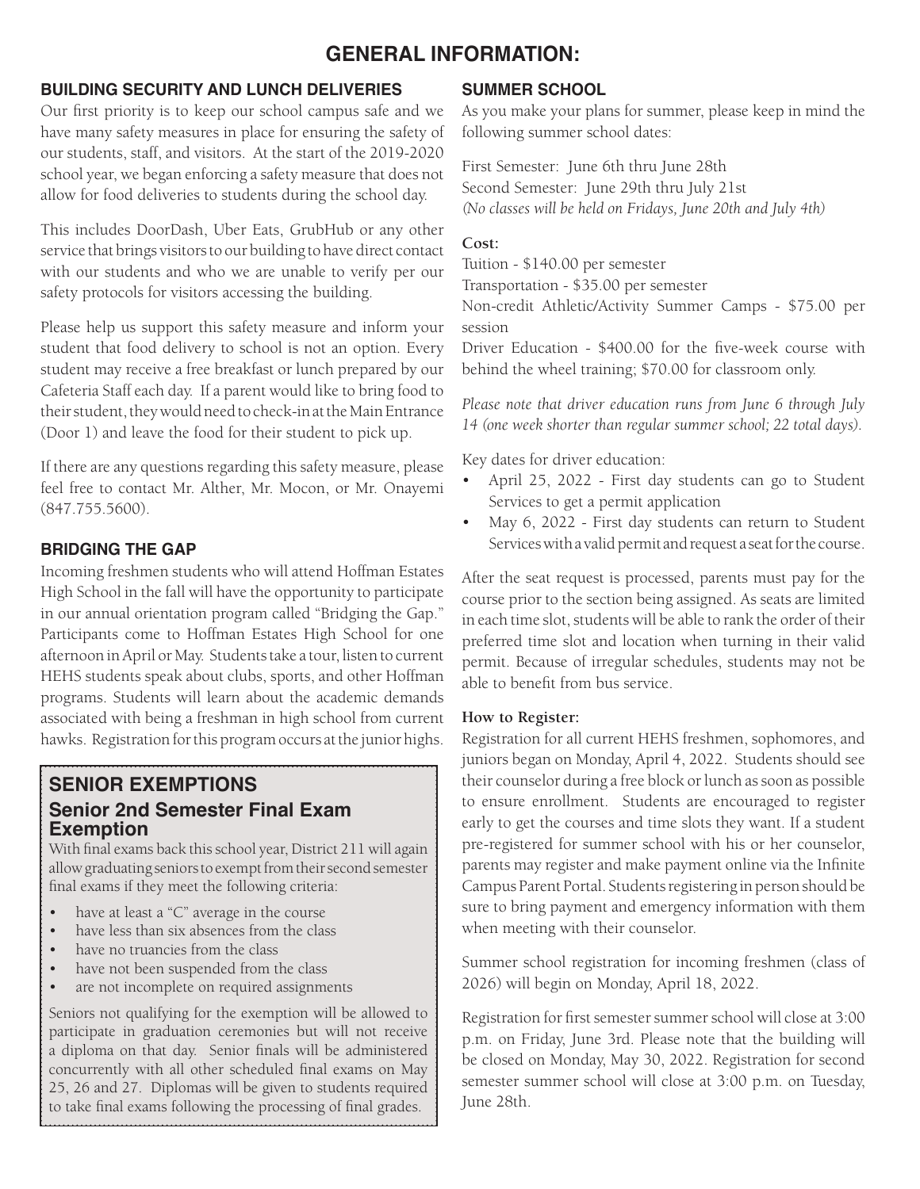# GENERAL INFORMATION:

## BUILDING SECURITY AND LUNCH DELIVERIES

Our first priority is to keep our school campus safe and we have many safety measures in place for ensuring the safety of our students, staff, and visitors. At the start of the 2019-2020 school year, we began enforcing a safety measure that does not allow for food deliveries to students during the school day.

This includes DoorDash, Uber Eats, GrubHub or any other service that brings visitors to our building to have direct contact with our students and who we are unable to verify per our safety protocols for visitors accessing the building.

Please help us support this safety measure and inform your student that food delivery to school is not an option. Every student may receive a free breakfast or lunch prepared by our Cafeteria Staff each day. If a parent would like to bring food to their student, they would need to check-in at the Main Entrance (Door 1) and leave the food for their student to pick up.

If there are any questions regarding this safety measure, please feel free to contact Mr. Alther, Mr. Mocon, or Mr. Onayemi (847.755.5600).

## BRIDGING THE GAP

Incoming freshmen students who will attend Hoffman Estates High School in the fall will have the opportunity to participate in our annual orientation program called "Bridging the Gap." Participants come to Hoffman Estates High School for one afternoon in April or May. Students take a tour, listen to current HEHS students speak about clubs, sports, and other Hoffman programs. Students will learn about the academic demands associated with being a freshman in high school from current hawks. Registration for this program occurs at the junior highs.

## SENIOR EXEMPTIONS

### Senior 2nd Semester Final Exam Exemption

With final exams back this school year, District 211 will again allow graduating seniors to exempt from their second semester final exams if they meet the following criteria:

- have at least a "C" average in the course
- have less than six absences from the class
- have no truancies from the class
- have not been suspended from the class
- are not incomplete on required assignments

Seniors not qualifying for the exemption will be allowed to participate in graduation ceremonies but will not receive a diploma on that day. Senior finals will be administered concurrently with all other scheduled final exams on May 25, 26 and 27. Diplomas will be given to students required to take final exams following the processing of final grades.

## SUMMER SCHOOL

As you make your plans for summer, please keep in mind the following summer school dates:

First Semester: June 6th thru June 28th
Second Semester: June 29th thru July 21st
*(No classes will be held on Fridays, June 20th and July 4th)*

**Cost:**

Tuition - $140.00 per semester
Transportation - $35.00 per semester
Non-credit Athletic/Activity Summer Camps - $75.00 per session
Driver Education - $400.00 for the five-week course with behind the wheel training; $70.00 for classroom only.

*Please note that driver education runs from June 6 through July 14 (one week shorter than regular summer school; 22 total days).*

Key dates for driver education:

- April 25, 2022 - First day students can go to Student Services to get a permit application
- May 6, 2022 - First day students can return to Student Services with a valid permit and request a seat for the course.

After the seat request is processed, parents must pay for the course prior to the section being assigned. As seats are limited in each time slot, students will be able to rank the order of their preferred time slot and location when turning in their valid permit. Because of irregular schedules, students may not be able to benefit from bus service.

**How to Register:**

Registration for all current HEHS freshmen, sophomores, and juniors began on Monday, April 4, 2022. Students should see their counselor during a free block or lunch as soon as possible to ensure enrollment. Students are encouraged to register early to get the courses and time slots they want. If a student pre-registered for summer school with his or her counselor, parents may register and make payment online via the Infinite Campus Parent Portal. Students registering in person should be sure to bring payment and emergency information with them when meeting with their counselor.

Summer school registration for incoming freshmen (class of 2026) will begin on Monday, April 18, 2022.

Registration for first semester summer school will close at 3:00 p.m. on Friday, June 3rd. Please note that the building will be closed on Monday, May 30, 2022. Registration for second semester summer school will close at 3:00 p.m. on Tuesday, June 28th.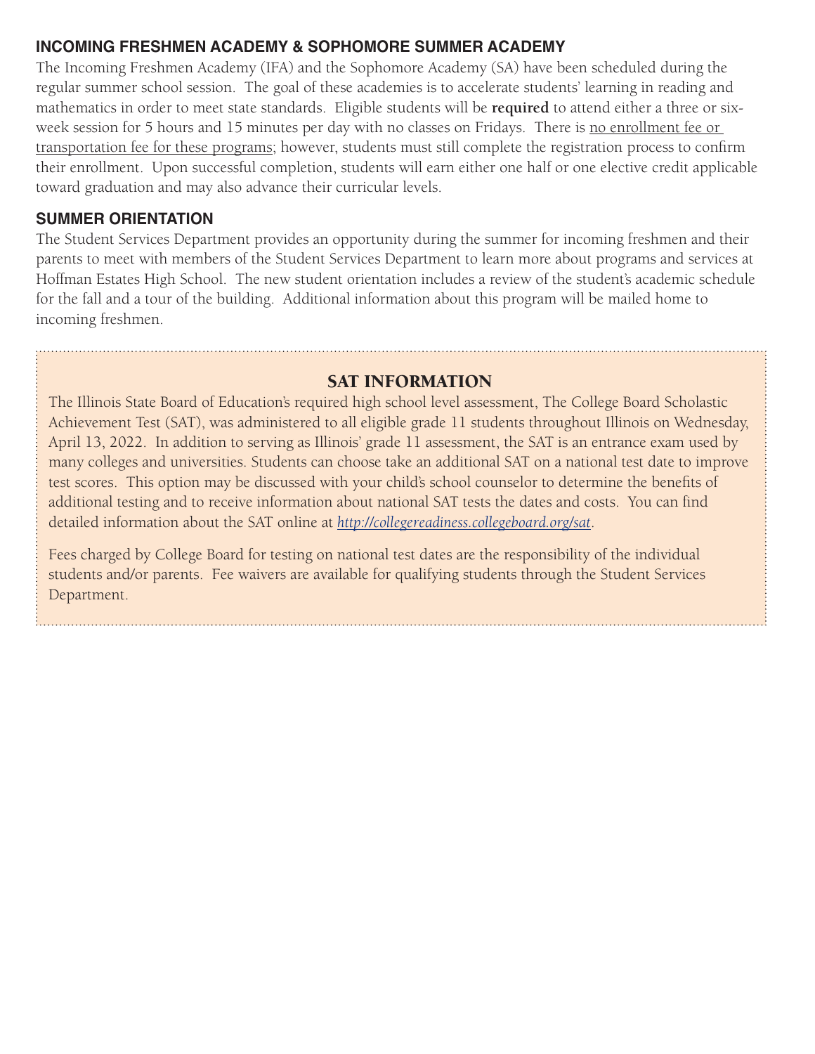## INCOMING FRESHMEN ACADEMY & SOPHOMORE SUMMER ACADEMY

The Incoming Freshmen Academy (IFA) and the Sophomore Academy (SA) have been scheduled during the regular summer school session. The goal of these academies is to accelerate students' learning in reading and mathematics in order to meet state standards. Eligible students will be **required** to attend either a three or six-week session for 5 hours and 15 minutes per day with no classes on Fridays. There is <u>no enrollment fee or transportation fee for these programs</u>; however, students must still complete the registration process to confirm their enrollment. Upon successful completion, students will earn either one half or one elective credit applicable toward graduation and may also advance their curricular levels.

## SUMMER ORIENTATION

The Student Services Department provides an opportunity during the summer for incoming freshmen and their parents to meet with members of the Student Services Department to learn more about programs and services at Hoffman Estates High School. The new student orientation includes a review of the student's academic schedule for the fall and a tour of the building. Additional information about this program will be mailed home to incoming freshmen.

## SAT INFORMATION

The Illinois State Board of Education's required high school level assessment, The College Board Scholastic Achievement Test (SAT), was administered to all eligible grade 11 students throughout Illinois on Wednesday, April 13, 2022. In addition to serving as Illinois' grade 11 assessment, the SAT is an entrance exam used by many colleges and universities. Students can choose take an additional SAT on a national test date to improve test scores. This option may be discussed with your child's school counselor to determine the benefits of additional testing and to receive information about national SAT tests the dates and costs. You can find detailed information about the SAT online at *http://collegereadiness.collegeboard.org/sat*.

Fees charged by College Board for testing on national test dates are the responsibility of the individual students and/or parents. Fee waivers are available for qualifying students through the Student Services Department.